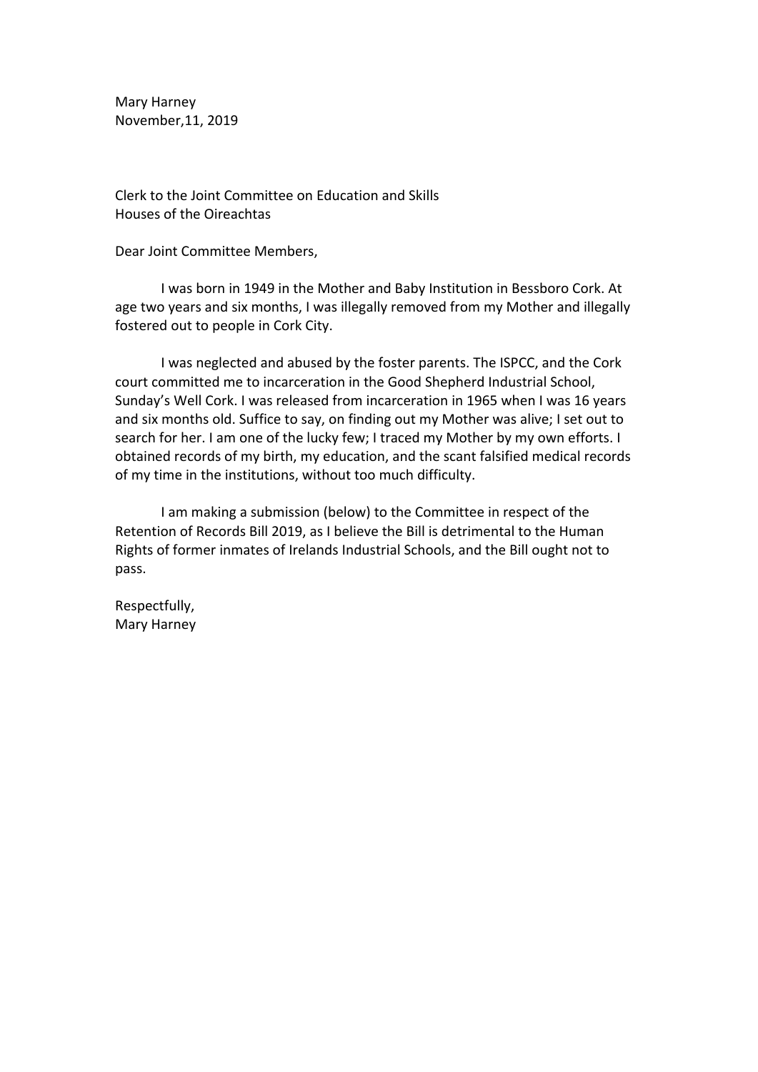Mary Harney
November,11, 2019

Clerk to the Joint Committee on Education and Skills
Houses of the Oireachtas

Dear Joint Committee Members,

I was born in 1949 in the Mother and Baby Institution in Bessboro Cork. At age two years and six months, I was illegally removed from my Mother and illegally fostered out to people in Cork City.

I was neglected and abused by the foster parents. The ISPCC, and the Cork court committed me to incarceration in the Good Shepherd Industrial School, Sunday's Well Cork. I was released from incarceration in 1965 when I was 16 years and six months old. Suffice to say, on finding out my Mother was alive; I set out to search for her. I am one of the lucky few; I traced my Mother by my own efforts. I obtained records of my birth, my education, and the scant falsified medical records of my time in the institutions, without too much difficulty.

I am making a submission (below) to the Committee in respect of the Retention of Records Bill 2019, as I believe the Bill is detrimental to the Human Rights of former inmates of Irelands Industrial Schools, and the Bill ought not to pass.

Respectfully,
Mary Harney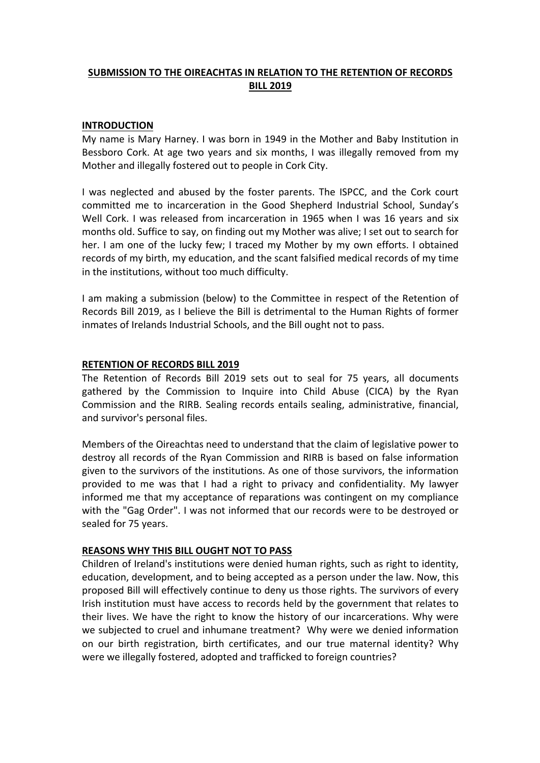**SUBMISSION TO THE OIREACHTAS IN RELATION TO THE RETENTION OF RECORDS BILL 2019**

## INTRODUCTION

My name is Mary Harney. I was born in 1949 in the Mother and Baby Institution in Bessboro Cork. At age two years and six months, I was illegally removed from my Mother and illegally fostered out to people in Cork City.

I was neglected and abused by the foster parents. The ISPCC, and the Cork court committed me to incarceration in the Good Shepherd Industrial School, Sunday's Well Cork. I was released from incarceration in 1965 when I was 16 years and six months old. Suffice to say, on finding out my Mother was alive; I set out to search for her. I am one of the lucky few; I traced my Mother by my own efforts. I obtained records of my birth, my education, and the scant falsified medical records of my time in the institutions, without too much difficulty.

I am making a submission (below) to the Committee in respect of the Retention of Records Bill 2019, as I believe the Bill is detrimental to the Human Rights of former inmates of Irelands Industrial Schools, and the Bill ought not to pass.

## RETENTION OF RECORDS BILL 2019

The Retention of Records Bill 2019 sets out to seal for 75 years, all documents gathered by the Commission to Inquire into Child Abuse (CICA) by the Ryan Commission and the RIRB. Sealing records entails sealing, administrative, financial, and survivor's personal files.

Members of the Oireachtas need to understand that the claim of legislative power to destroy all records of the Ryan Commission and RIRB is based on false information given to the survivors of the institutions. As one of those survivors, the information provided to me was that I had a right to privacy and confidentiality. My lawyer informed me that my acceptance of reparations was contingent on my compliance with the "Gag Order". I was not informed that our records were to be destroyed or sealed for 75 years.

## REASONS WHY THIS BILL OUGHT NOT TO PASS

Children of Ireland's institutions were denied human rights, such as right to identity, education, development, and to being accepted as a person under the law. Now, this proposed Bill will effectively continue to deny us those rights. The survivors of every Irish institution must have access to records held by the government that relates to their lives. We have the right to know the history of our incarcerations. Why were we subjected to cruel and inhumane treatment? Why were we denied information on our birth registration, birth certificates, and our true maternal identity? Why were we illegally fostered, adopted and trafficked to foreign countries?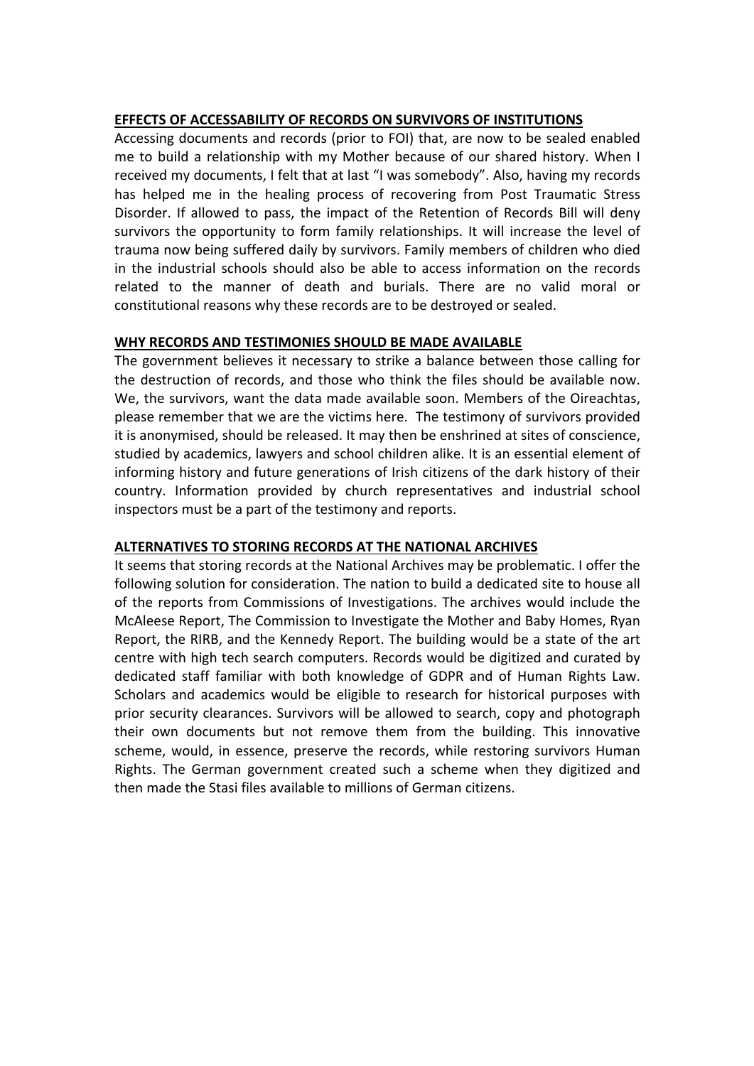## EFFECTS OF ACCESSABILITY OF RECORDS ON SURVIVORS OF INSTITUTIONS

Accessing documents and records (prior to FOI) that, are now to be sealed enabled me to build a relationship with my Mother because of our shared history. When I received my documents, I felt that at last "I was somebody". Also, having my records has helped me in the healing process of recovering from Post Traumatic Stress Disorder. If allowed to pass, the impact of the Retention of Records Bill will deny survivors the opportunity to form family relationships. It will increase the level of trauma now being suffered daily by survivors. Family members of children who died in the industrial schools should also be able to access information on the records related to the manner of death and burials. There are no valid moral or constitutional reasons why these records are to be destroyed or sealed.

## WHY RECORDS AND TESTIMONIES SHOULD BE MADE AVAILABLE

The government believes it necessary to strike a balance between those calling for the destruction of records, and those who think the files should be available now. We, the survivors, want the data made available soon. Members of the Oireachtas, please remember that we are the victims here. The testimony of survivors provided it is anonymised, should be released. It may then be enshrined at sites of conscience, studied by academics, lawyers and school children alike. It is an essential element of informing history and future generations of Irish citizens of the dark history of their country. Information provided by church representatives and industrial school inspectors must be a part of the testimony and reports.

## ALTERNATIVES TO STORING RECORDS AT THE NATIONAL ARCHIVES

It seems that storing records at the National Archives may be problematic. I offer the following solution for consideration. The nation to build a dedicated site to house all of the reports from Commissions of Investigations. The archives would include the McAleese Report, The Commission to Investigate the Mother and Baby Homes, Ryan Report, the RIRB, and the Kennedy Report. The building would be a state of the art centre with high tech search computers. Records would be digitized and curated by dedicated staff familiar with both knowledge of GDPR and of Human Rights Law. Scholars and academics would be eligible to research for historical purposes with prior security clearances. Survivors will be allowed to search, copy and photograph their own documents but not remove them from the building. This innovative scheme, would, in essence, preserve the records, while restoring survivors Human Rights. The German government created such a scheme when they digitized and then made the Stasi files available to millions of German citizens.